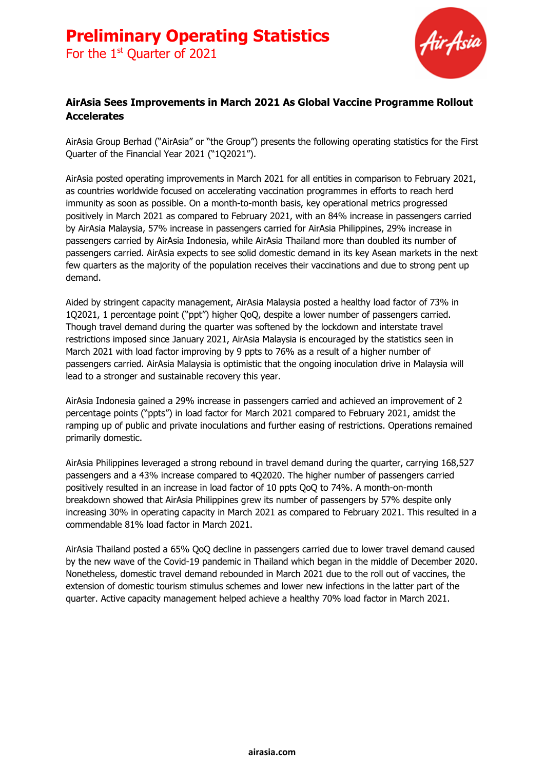# Preliminary Operating Statistics

For the 1st Quarter of 2021

**AirAsia Sees Improvements in March 2021 As Global Vaccine Programme Rollout Accelerates**

AirAsia Group Berhad ("AirAsia" or "the Group") presents the following operating statistics for the First Quarter of the Financial Year 2021 ("1Q2021").

AirAsia posted operating improvements in March 2021 for all entities in comparison to February 2021, as countries worldwide focused on accelerating vaccination programmes in efforts to reach herd immunity as soon as possible. On a month-to-month basis, key operational metrics progressed positively in March 2021 as compared to February 2021, with an 84% increase in passengers carried by AirAsia Malaysia, 57% increase in passengers carried for AirAsia Philippines, 29% increase in passengers carried by AirAsia Indonesia, while AirAsia Thailand more than doubled its number of passengers carried. AirAsia expects to see solid domestic demand in its key Asean markets in the next few quarters as the majority of the population receives their vaccinations and due to strong pent up demand.

Aided by stringent capacity management, AirAsia Malaysia posted a healthy load factor of 73% in 1Q2021, 1 percentage point ("ppt") higher QoQ, despite a lower number of passengers carried. Though travel demand during the quarter was softened by the lockdown and interstate travel restrictions imposed since January 2021, AirAsia Malaysia is encouraged by the statistics seen in March 2021 with load factor improving by 9 ppts to 76% as a result of a higher number of passengers carried. AirAsia Malaysia is optimistic that the ongoing inoculation drive in Malaysia will lead to a stronger and sustainable recovery this year.

AirAsia Indonesia gained a 29% increase in passengers carried and achieved an improvement of 2 percentage points ("ppts") in load factor for March 2021 compared to February 2021, amidst the ramping up of public and private inoculations and further easing of restrictions. Operations remained primarily domestic.

AirAsia Philippines leveraged a strong rebound in travel demand during the quarter, carrying 168,527 passengers and a 43% increase compared to 4Q2020. The higher number of passengers carried positively resulted in an increase in load factor of 10 ppts QoQ to 74%. A month-on-month breakdown showed that AirAsia Philippines grew its number of passengers by 57% despite only increasing 30% in operating capacity in March 2021 as compared to February 2021. This resulted in a commendable 81% load factor in March 2021.

AirAsia Thailand posted a 65% QoQ decline in passengers carried due to lower travel demand caused by the new wave of the Covid-19 pandemic in Thailand which began in the middle of December 2020. Nonetheless, domestic travel demand rebounded in March 2021 due to the roll out of vaccines, the extension of domestic tourism stimulus schemes and lower new infections in the latter part of the quarter. Active capacity management helped achieve a healthy 70% load factor in March 2021.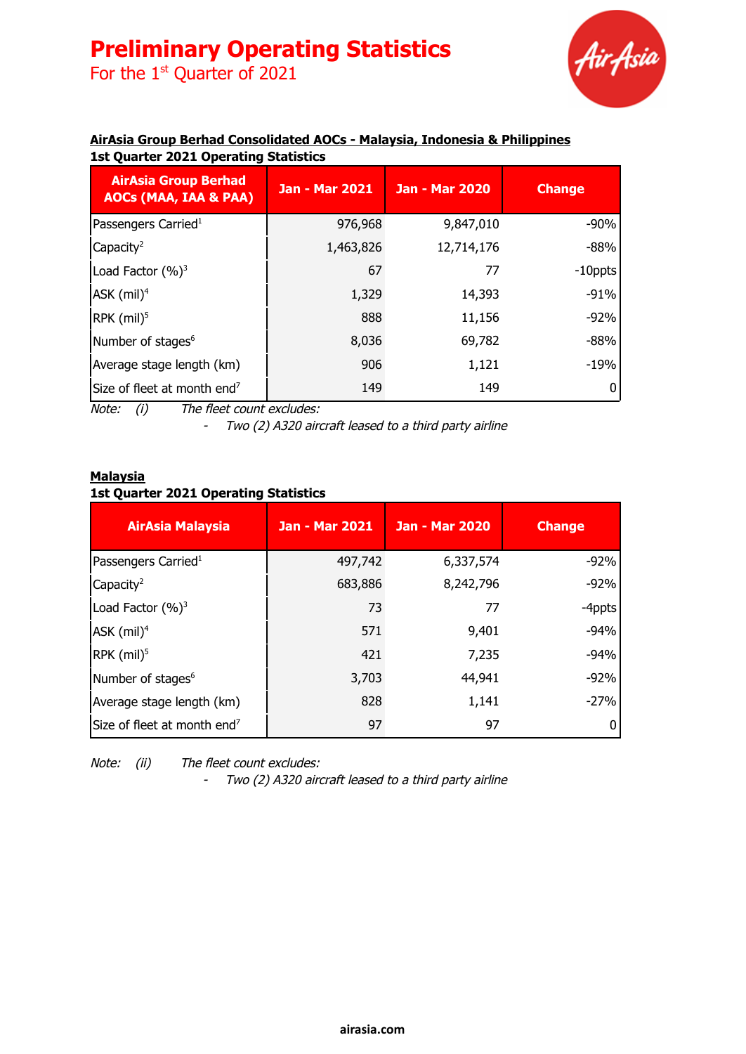# Preliminary Operating Statistics

For the 1st Quarter of 2021

**AirAsia Group Berhad Consolidated AOCs - Malaysia, Indonesia & Philippines**

**1st Quarter 2021 Operating Statistics**

| AirAsia Group Berhad AOCs (MAA, IAA & PAA) | Jan - Mar 2021 | Jan - Mar 2020 | Change |
|---|---|---|---|
| Passengers Carried[1] | 976,968 | 9,847,010 | -90% |
| Capacity[2] | 1,463,826 | 12,714,176 | -88% |
| Load Factor (%)[3] | 67 | 77 | -10ppts |
| ASK (mil)[4] | 1,329 | 14,393 | -91% |
| RPK (mil)[5] | 888 | 11,156 | -92% |
| Number of stages[6] | 8,036 | 69,782 | -88% |
| Average stage length (km) | 906 | 1,121 | -19% |
| Size of fleet at month end[7] | 149 | 149 | 0 |

*Note: (i) The fleet count excludes:*
- *Two (2) A320 aircraft leased to a third party airline*

**Malaysia**

**1st Quarter 2021 Operating Statistics**

| AirAsia Malaysia | Jan - Mar 2021 | Jan - Mar 2020 | Change |
|---|---|---|---|
| Passengers Carried[1] | 497,742 | 6,337,574 | -92% |
| Capacity[2] | 683,886 | 8,242,796 | -92% |
| Load Factor (%)[3] | 73 | 77 | -4ppts |
| ASK (mil)[4] | 571 | 9,401 | -94% |
| RPK (mil)[5] | 421 | 7,235 | -94% |
| Number of stages[6] | 3,703 | 44,941 | -92% |
| Average stage length (km) | 828 | 1,141 | -27% |
| Size of fleet at month end[7] | 97 | 97 | 0 |

*Note: (ii) The fleet count excludes:*
- *Two (2) A320 aircraft leased to a third party airline*

airasia.com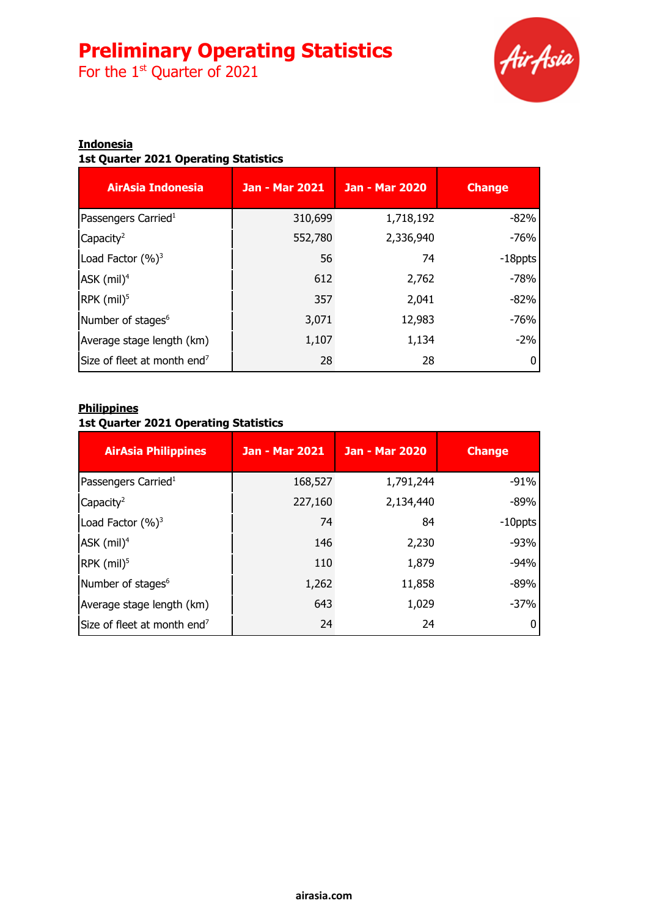# Preliminary Operating Statistics

For the 1st Quarter of 2021

**Indonesia**

**1st Quarter 2021 Operating Statistics**

| AirAsia Indonesia | Jan - Mar 2021 | Jan - Mar 2020 | Change |
|---|---|---|---|
| Passengers Carried[1] | 310,699 | 1,718,192 | -82% |
| Capacity[2] | 552,780 | 2,336,940 | -76% |
| Load Factor (%)[3] | 56 | 74 | -18ppts |
| ASK (mil)[4] | 612 | 2,762 | -78% |
| RPK (mil)[5] | 357 | 2,041 | -82% |
| Number of stages[6] | 3,071 | 12,983 | -76% |
| Average stage length (km) | 1,107 | 1,134 | -2% |
| Size of fleet at month end[7] | 28 | 28 | 0 |

**Philippines**

**1st Quarter 2021 Operating Statistics**

| AirAsia Philippines | Jan - Mar 2021 | Jan - Mar 2020 | Change |
|---|---|---|---|
| Passengers Carried[1] | 168,527 | 1,791,244 | -91% |
| Capacity[2] | 227,160 | 2,134,440 | -89% |
| Load Factor (%)[3] | 74 | 84 | -10ppts |
| ASK (mil)[4] | 146 | 2,230 | -93% |
| RPK (mil)[5] | 110 | 1,879 | -94% |
| Number of stages[6] | 1,262 | 11,858 | -89% |
| Average stage length (km) | 643 | 1,029 | -37% |
| Size of fleet at month end[7] | 24 | 24 | 0 |

**airasia.com**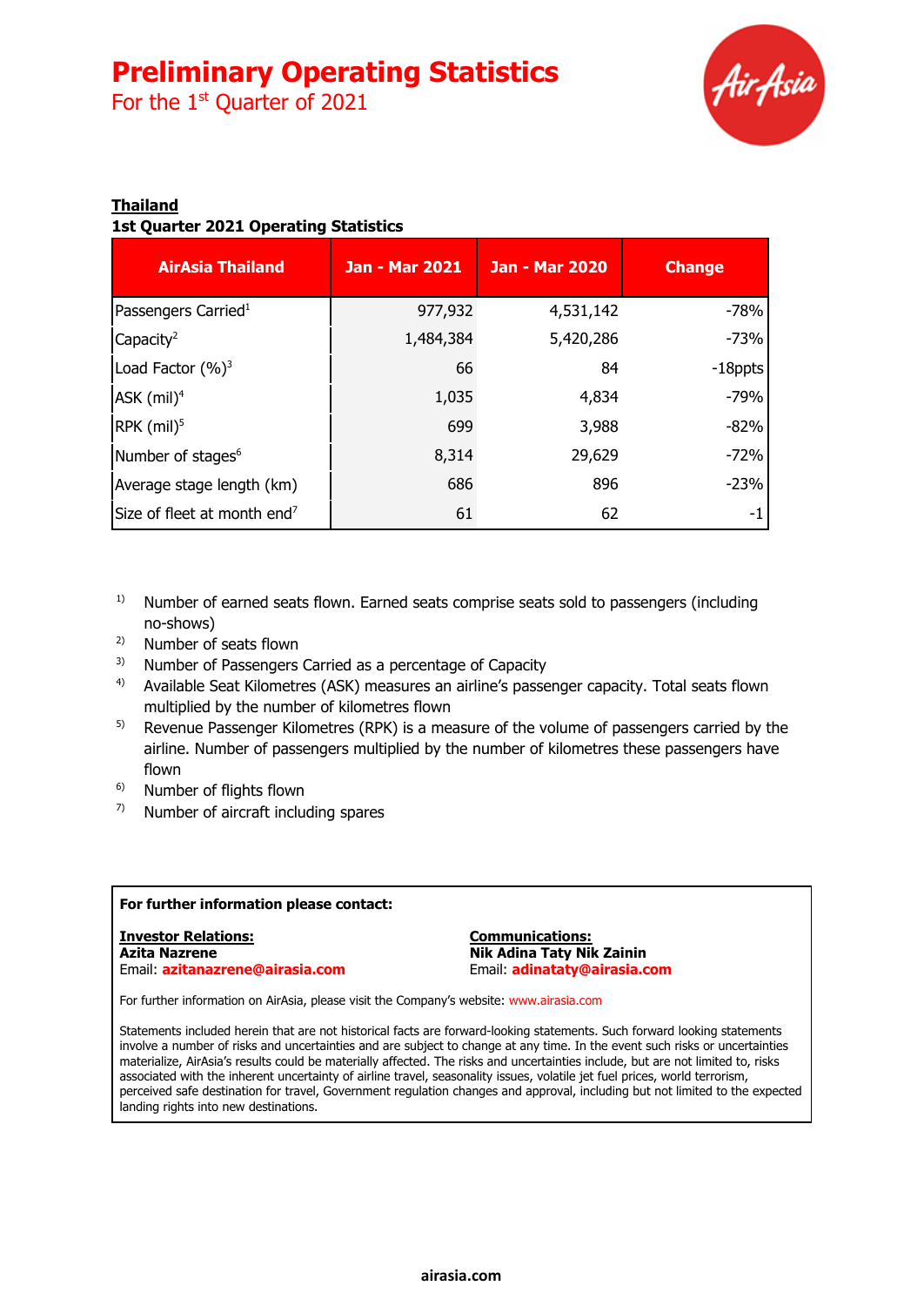# Preliminary Operating Statistics

For the 1st Quarter of 2021

**Thailand**

**1st Quarter 2021 Operating Statistics**

| AirAsia Thailand | Jan - Mar 2021 | Jan - Mar 2020 | Change |
|---|---|---|---|
| Passengers Carried[1] | 977,932 | 4,531,142 | -78% |
| Capacity[2] | 1,484,384 | 5,420,286 | -73% |
| Load Factor (%)[3] | 66 | 84 | -18ppts |
| ASK (mil)[4] | 1,035 | 4,834 | -79% |
| RPK (mil)[5] | 699 | 3,988 | -82% |
| Number of stages[6] | 8,314 | 29,629 | -72% |
| Average stage length (km) | 686 | 896 | -23% |
| Size of fleet at month end[7] | 61 | 62 | -1 |

1) Number of earned seats flown. Earned seats comprise seats sold to passengers (including no-shows)
2) Number of seats flown
3) Number of Passengers Carried as a percentage of Capacity
4) Available Seat Kilometres (ASK) measures an airline's passenger capacity. Total seats flown multiplied by the number of kilometres flown
5) Revenue Passenger Kilometres (RPK) is a measure of the volume of passengers carried by the airline. Number of passengers multiplied by the number of kilometres these passengers have flown
6) Number of flights flown
7) Number of aircraft including spares

**For further information please contact:**

**Investor Relations:**
**Azita Nazrene**
Email: **azitanazrene@airasia.com**

**Communications:**
**Nik Adina Taty Nik Zainin**
Email: **adinataty@airasia.com**

For further information on AirAsia, please visit the Company's website: www.airasia.com

Statements included herein that are not historical facts are forward-looking statements. Such forward looking statements involve a number of risks and uncertainties and are subject to change at any time. In the event such risks or uncertainties materialize, AirAsia's results could be materially affected. The risks and uncertainties include, but are not limited to, risks associated with the inherent uncertainty of airline travel, seasonality issues, volatile jet fuel prices, world terrorism, perceived safe destination for travel, Government regulation changes and approval, including but not limited to the expected landing rights into new destinations.